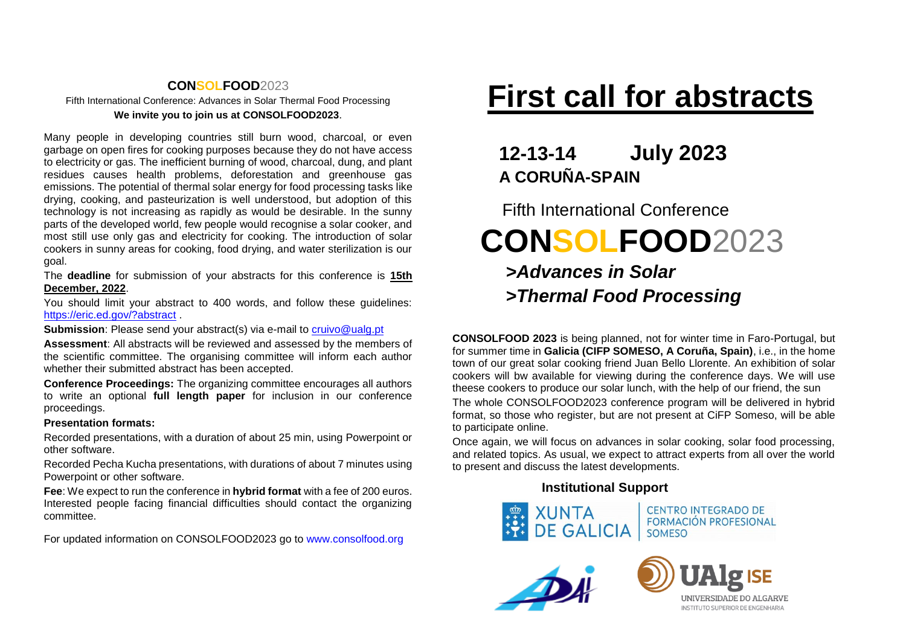**CONSOLFOOD**2023

Fifth International Conference: Advances in Solar Thermal Food Processing

**We invite you to join us at CONSOLFOOD2023**.

Many people in developing countries still burn wood, charcoal, or even garbage on open fires for cooking purposes because they do not have access to electricity or gas. The inefficient burning of wood, charcoal, dung, and plant residues causes health problems, deforestation and greenhouse gas emissions. The potential of thermal solar energy for food processing tasks like drying, cooking, and pasteurization is well understood, but adoption of this technology is not increasing as rapidly as would be desirable. In the sunny parts of the developed world, few people would recognise a solar cooker, and most still use only gas and electricity for cooking. The introduction of solar cookers in sunny areas for cooking, food drying, and water sterilization is our goal.

The **deadline** for submission of your abstracts for this conference is **15th December, 2022**.

You should limit your abstract to 400 words, and follow these guidelines: https://eric.ed.gov/?abstract .

**Submission**: Please send your abstract(s) via e-mail to cruivo@ualg.pt

**Assessment**: All abstracts will be reviewed and assessed by the members of the scientific committee. The organising committee will inform each author whether their submitted abstract has been accepted.

**Conference Proceedings:** The organizing committee encourages all authors to write an optional **full length paper** for inclusion in our conference proceedings.

**Presentation formats:**

Recorded presentations, with a duration of about 25 min, using Powerpoint or other software.

Recorded Pecha Kucha presentations, with durations of about 7 minutes using Powerpoint or other software.

**Fee**: We expect to run the conference in **hybrid format** with a fee of 200 euros. Interested people facing financial difficulties should contact the organizing committee.

For updated information on CONSOLFOOD2023 go to www.consolfood.org

# First call for abstracts

## 12-13-14 July 2023
## A CORUÑA-SPAIN

Fifth International Conference

# CONSOLFOOD2023

***>Advances in Solar***
***>Thermal Food Processing***

**CONSOLFOOD 2023** is being planned, not for winter time in Faro-Portugal, but for summer time in **Galicia (CIFP SOMESO, A Coruña, Spain)**, i.e., in the home town of our great solar cooking friend Juan Bello Llorente. An exhibition of solar cookers will bw available for viewing during the conference days. We will use theese cookers to produce our solar lunch, with the help of our friend, the sun

The whole CONSOLFOOD2023 conference program will be delivered in hybrid format, so those who register, but are not present at CiFP Someso, will be able to participate online.

Once again, we will focus on advances in solar cooking, solar food processing, and related topics. As usual, we expect to attract experts from all over the world to present and discuss the latest developments.

**Institutional Support**

XUNTA DE GALICIA | CENTRO INTEGRADO DE FORMACIÓN PROFESIONAL SOMESO

UAlg ISE UNIVERSIDADE DO ALGARVE INSTITUTO SUPERIOR DE ENGENHARIA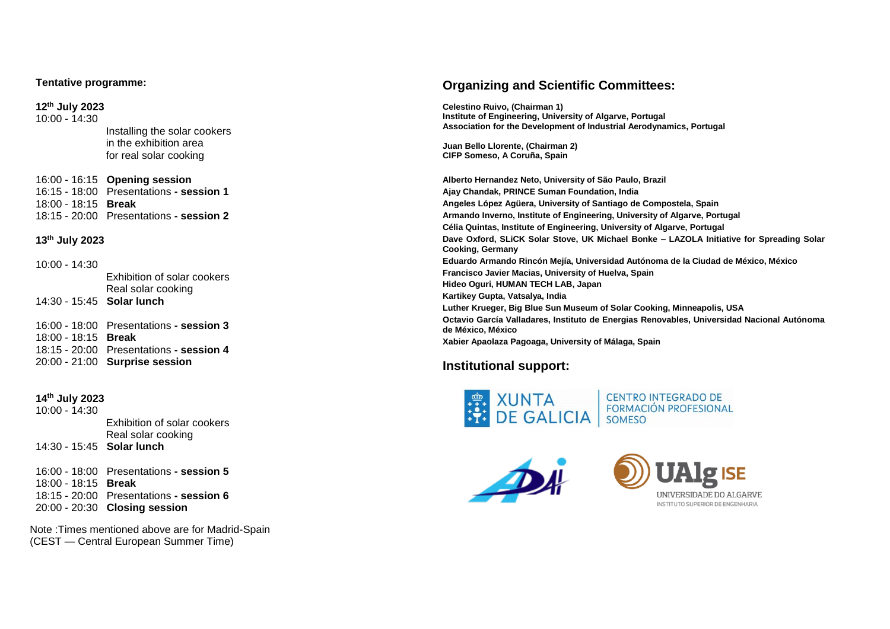**Tentative programme:**

**12th July 2023**

10:00 - 14:30
Installing the solar cookers in the exhibition area for real solar cooking

16:00 - 16:15 **Opening session**
16:15 - 18:00 Presentations **- session 1**
18:00 - 18:15 **Break**
18:15 - 20:00 Presentations **- session 2**

**13th July 2023**

10:00 - 14:30
Exhibition of solar cookers
Real solar cooking
14:30 - 15:45 **Solar lunch**

16:00 - 18:00 Presentations **- session 3**
18:00 - 18:15 **Break**
18:15 - 20:00 Presentations **- session 4**
20:00 - 21:00 **Surprise session**

**14th July 2023**

10:00 - 14:30
Exhibition of solar cookers
Real solar cooking
14:30 - 15:45 **Solar lunch**

16:00 - 18:00 Presentations **- session 5**
18:00 - 18:15 **Break**
18:15 - 20:00 Presentations **- session 6**
20:00 - 20:30 **Closing session**

Note :Times mentioned above are for Madrid-Spain (CEST — Central European Summer Time)

## Organizing and Scientific Committees:

**Celestino Ruivo, (Chairman 1)**
**Institute of Engineering, University of Algarve, Portugal**
**Association for the Development of Industrial Aerodynamics, Portugal**

**Juan Bello Llorente, (Chairman 2)**
**CIFP Someso, A Coruña, Spain**

**Alberto Hernandez Neto, University of São Paulo, Brazil**
**Ajay Chandak, PRINCE Suman Foundation, India**
**Angeles López Agüera, University of Santiago de Compostela, Spain**
**Armando Inverno, Institute of Engineering, University of Algarve, Portugal**
**Célia Quintas, Institute of Engineering, University of Algarve, Portugal**
**Dave Oxford, SLiCK Solar Stove, UK Michael Bonke – LAZOLA Initiative for Spreading Solar Cooking, Germany**
**Eduardo Armando Rincón Mejía, Universidad Autónoma de la Ciudad de México, México**
**Francisco Javier Macias, University of Huelva, Spain**
**Hideo Oguri, HUMAN TECH LAB, Japan**
**Kartikey Gupta, Vatsalya, India**
**Luther Krueger, Big Blue Sun Museum of Solar Cooking, Minneapolis, USA**
**Octavio García Valladares, Instituto de Energias Renovables, Universidad Nacional Autónoma de México, México**
**Xabier Apaolaza Pagoaga, University of Málaga, Spain**

## Institutional support:

XUNTA DE GALICIA
CENTRO INTEGRADO DE FORMACIÓN PROFESIONAL SOMESO

ADAI

UAlg ISE
UNIVERSIDADE DO ALGARVE
INSTITUTO SUPERIOR DE ENGENHARIA